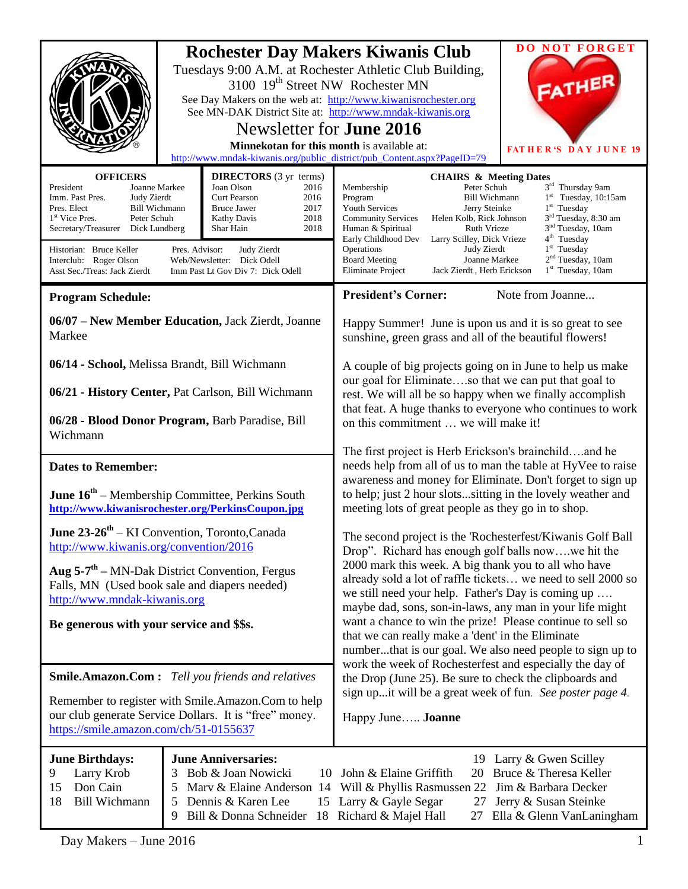# Rochester Day Makers Kiwanis Club

Tuesdays 9:00 A.M. at Rochester Athletic Club Building, 3100 19th Street NW Rochester MN

See Day Makers on the web at: http://www.kiwanisrochester.org

See MN-DAK District Site at: http://www.mndak-kiwanis.org

## Newsletter for **June 2016**

**Minnekotan for this month** is available at:

http://www.mndak-kiwanis.org/public_district/pub_Content.aspx?PageID=79

DO NOT FORGET FATHER

FATHER'S DAY JUNE 19

| OFFICERS | |
|---|---|
| President | Joanne Markee |
| Imm. Past Pres. | Judy Zierdt |
| Pres. Elect | Bill Wichmann |
| 1st Vice Pres. | Peter Schuh |
| Secretary/Treasurer | Dick Lundberg |

| DIRECTORS (3 yr terms) | |
|---|---|
| Joan Olson | 2016 |
| Curt Pearson | 2016 |
| Bruce Jawer | 2017 |
| Kathy Davis | 2018 |
| Shar Hain | 2018 |

Historian: Bruce Keller
Interclub: Roger Olson
Asst Sec./Treas: Jack Zierdt
Pres. Advisor: Judy Zierdt
Web/Newsletter: Dick Odell
Imm Past Lt Gov Div 7: Dick Odell

| CHAIRS & Meeting Dates | | |
|---|---|---|
| Membership | Peter Schuh | 3rd Thursday 9am |
| Program | Bill Wichmann | 1st Tuesday, 10:15am |
| Youth Services | Jerry Steinke | 1st Tuesday |
| Community Services | Helen Kolb, Rick Johnson | 3rd Tuesday, 8:30 am |
| Human & Spiritual | Ruth Vrieze | 3nd Tuesday, 10am |
| Early Childhood Dev | Larry Scilley, Dick Vrieze | 4th Tuesday |
| Operations | Judy Zierdt | 1st Tuesday |
| Board Meeting | Joanne Markee | 2nd Tuesday, 10am |
| Eliminate Project | Jack Zierdt , Herb Erickson | 1st Tuesday, 10am |

## Program Schedule:

**06/07 – New Member Education,** Jack Zierdt, Joanne Markee

**06/14 - School,** Melissa Brandt, Bill Wichmann

**06/21 - History Center,** Pat Carlson, Bill Wichmann

**06/28 - Blood Donor Program,** Barb Paradise, Bill Wichmann

## Dates to Remember:

**June 16th** – Membership Committee, Perkins South
**http://www.kiwanisrochester.org/PerkinsCoupon.jpg**

**June 23-26th** – KI Convention, Toronto,Canada
http://www.kiwanis.org/convention/2016

**Aug 5-7th** – MN-Dak District Convention, Fergus Falls, MN (Used book sale and diapers needed)
http://www.mndak-kiwanis.org

**Be generous with your service and $$s.**

## Smile.Amazon.Com : *Tell you friends and relatives*

Remember to register with Smile.Amazon.Com to help our club generate Service Dollars. It is "free" money.
https://smile.amazon.com/ch/51-0155637

## President's Corner: Note from Joanne...

Happy Summer! June is upon us and it is so great to see sunshine, green grass and all of the beautiful flowers!

A couple of big projects going on in June to help us make our goal for Eliminate….so that we can put that goal to rest. We will all be so happy when we finally accomplish that feat. A huge thanks to everyone who continues to work on this commitment … we will make it!

The first project is Herb Erickson's brainchild….and he needs help from all of us to man the table at HyVee to raise awareness and money for Eliminate. Don't forget to sign up to help; just 2 hour slots...sitting in the lovely weather and meeting lots of great people as they go in to shop.

The second project is the 'Rochesterfest/Kiwanis Golf Ball Drop". Richard has enough golf balls now….we hit the 2000 mark this week. A big thank you to all who have already sold a lot of raffle tickets… we need to sell 2000 so we still need your help. Father's Day is coming up …. maybe dad, sons, son-in-laws, any man in your life might want a chance to win the prize! Please continue to sell so that we can really make a 'dent' in the Eliminate number...that is our goal. We also need people to sign up to work the week of Rochesterfest and especially the day of the Drop (June 25). Be sure to check the clipboards and sign up...it will be a great week of fun. *See poster page 4.*

Happy June….. **Joanne**

## June Birthdays:

- 9 Larry Krob
- 15 Don Cain
- 18 Bill Wichmann

## June Anniversaries:

- 3 Bob & Joan Nowicki
- 5 Marv & Elaine Anderson
- 5 Dennis & Karen Lee
- 9 Bill & Donna Schneider
- 10 John & Elaine Griffith
- 14 Will & Phyllis Rasmussen
- 15 Larry & Gayle Segar
- 18 Richard & Majel Hall
- 19 Larry & Gwen Scilley
- 20 Bruce & Theresa Keller
- 22 Jim & Barbara Decker
- 27 Jerry & Susan Steinke
- 27 Ella & Glenn VanLaningham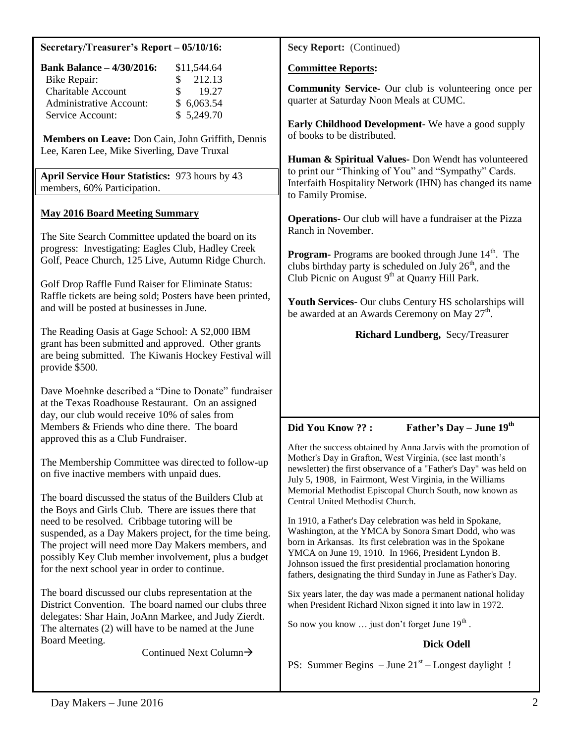## Secretary/Treasurer's Report – 05/10/16:

| | |
|---|---|
| **Bank Balance – 4/30/2016:** | $11,544.64 |
| Bike Repair: | $ 212.13 |
| Charitable Account | $ 19.27 |
| Administrative Account: | $ 6,063.54 |
| Service Account: | $ 5,249.70 |

**Members on Leave:** Don Cain, John Griffith, Dennis Lee, Karen Lee, Mike Siverling, Dave Truxal

**April Service Hour Statistics:** 973 hours by 43 members, 60% Participation.

### May 2016 Board Meeting Summary

The Site Search Committee updated the board on its progress: Investigating: Eagles Club, Hadley Creek Golf, Peace Church, 125 Live, Autumn Ridge Church.

Golf Drop Raffle Fund Raiser for Eliminate Status: Raffle tickets are being sold; Posters have been printed, and will be posted at businesses in June.

The Reading Oasis at Gage School: A $2,000 IBM grant has been submitted and approved. Other grants are being submitted. The Kiwanis Hockey Festival will provide $500.

Dave Moehnke described a "Dine to Donate" fundraiser at the Texas Roadhouse Restaurant. On an assigned day, our club would receive 10% of sales from Members & Friends who dine there. The board approved this as a Club Fundraiser.

The Membership Committee was directed to follow-up on five inactive members with unpaid dues.

The board discussed the status of the Builders Club at the Boys and Girls Club. There are issues there that need to be resolved. Cribbage tutoring will be suspended, as a Day Makers project, for the time being. The project will need more Day Makers members, and possibly Key Club member involvement, plus a budget for the next school year in order to continue.

The board discussed our clubs representation at the District Convention. The board named our clubs three delegates: Shar Hain, JoAnn Markee, and Judy Zierdt. The alternates (2) will have to be named at the June Board Meeting.

Continued Next Column→

**Secy Report:** (Continued)

### Committee Reports:

**Community Service-** Our club is volunteering once per quarter at Saturday Noon Meals at CUMC.

**Early Childhood Development-** We have a good supply of books to be distributed.

**Human & Spiritual Values-** Don Wendt has volunteered to print our "Thinking of You" and "Sympathy" Cards. Interfaith Hospitality Network (IHN) has changed its name to Family Promise.

**Operations-** Our club will have a fundraiser at the Pizza Ranch in November.

**Program-** Programs are booked through June 14th. The clubs birthday party is scheduled on July 26th, and the Club Picnic on August 9th at Quarry Hill Park.

**Youth Services-** Our clubs Century HS scholarships will be awarded at an Awards Ceremony on May 27th.

**Richard Lundberg,** Secy/Treasurer

## Did You Know ?? : Father's Day – June 19th

After the success obtained by Anna Jarvis with the promotion of Mother's Day in Grafton, West Virginia, (see last month's newsletter) the first observance of a "Father's Day" was held on July 5, 1908, in Fairmont, West Virginia, in the Williams Memorial Methodist Episcopal Church South, now known as Central United Methodist Church.

In 1910, a Father's Day celebration was held in Spokane, Washington, at the YMCA by Sonora Smart Dodd, who was born in Arkansas. Its first celebration was in the Spokane YMCA on June 19, 1910. In 1966, President Lyndon B. Johnson issued the first presidential proclamation honoring fathers, designating the third Sunday in June as Father's Day.

Six years later, the day was made a permanent national holiday when President Richard Nixon signed it into law in 1972.

So now you know … just don't forget June 19th .

**Dick Odell**

PS: Summer Begins – June 21st – Longest daylight !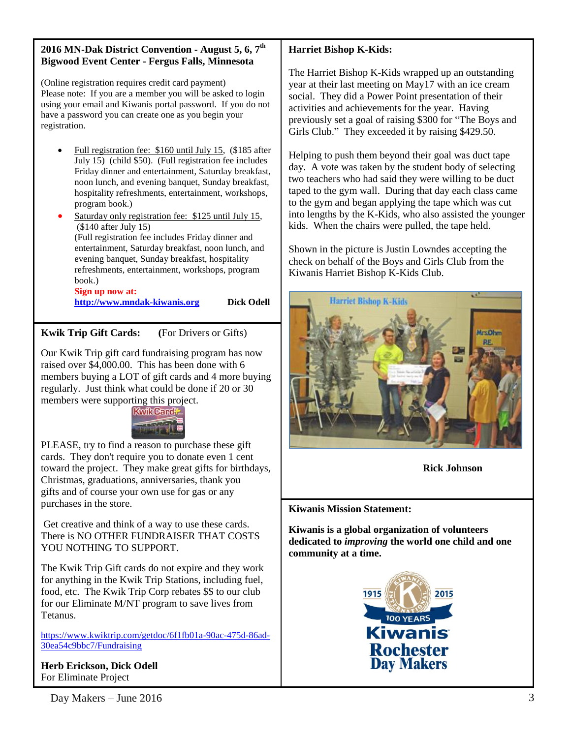## 2016 MN-Dak District Convention - August 5, 6, 7th
## Bigwood Event Center - Fergus Falls, Minnesota

(Online registration requires credit card payment)
Please note: If you are a member you will be asked to login using your email and Kiwanis portal password. If you do not have a password you can create one as you begin your registration.

- Full registration fee: $160 until July 15, ($185 after July 15) (child $50). (Full registration fee includes Friday dinner and entertainment, Saturday breakfast, noon lunch, and evening banquet, Sunday breakfast, hospitality refreshments, entertainment, workshops, program book.)
- Saturday only registration fee: $125 until July 15, ($140 after July 15)
  (Full registration fee includes Friday dinner and entertainment, Saturday breakfast, noon lunch, and evening banquet, Sunday breakfast, hospitality refreshments, entertainment, workshops, program book.)
  **Sign up now at:**
  **http://www.mndak-kiwanis.org**

**Dick Odell**

## Kwik Trip Gift Cards: (For Drivers or Gifts)

Our Kwik Trip gift card fundraising program has now raised over $4,000.00. This has been done with 6 members buying a LOT of gift cards and 4 more buying regularly. Just think what could be done if 20 or 30 members were supporting this project.

PLEASE, try to find a reason to purchase these gift cards. They don't require you to donate even 1 cent toward the project. They make great gifts for birthdays, Christmas, graduations, anniversaries, thank you gifts and of course your own use for gas or any purchases in the store.

Get creative and think of a way to use these cards. There is NO OTHER FUNDRAISER THAT COSTS YOU NOTHING TO SUPPORT.

The Kwik Trip Gift cards do not expire and they work for anything in the Kwik Trip Stations, including fuel, food, etc. The Kwik Trip Corp rebates $$ to our club for our Eliminate M/NT program to save lives from Tetanus.

https://www.kwiktrip.com/getdoc/6f1fb01a-90ac-475d-86ad-30ea54c9bbc7/Fundraising

**Herb Erickson, Dick Odell**
For Eliminate Project

## Harriet Bishop K-Kids:

The Harriet Bishop K-Kids wrapped up an outstanding year at their last meeting on May17 with an ice cream social. They did a Power Point presentation of their activities and achievements for the year. Having previously set a goal of raising $300 for "The Boys and Girls Club." They exceeded it by raising $429.50.

Helping to push them beyond their goal was duct tape day. A vote was taken by the student body of selecting two teachers who had said they were willing to be duct taped to the gym wall. During that day each class came to the gym and began applying the tape which was cut into lengths by the K-Kids, who also assisted the younger kids. When the chairs were pulled, the tape held.

Shown in the picture is Justin Lowndes accepting the check on behalf of the Boys and Girls Club from the Kiwanis Harriet Bishop K-Kids Club.

**Rick Johnson**

## Kiwanis Mission Statement:

**Kiwanis is a global organization of volunteers dedicated to *improving* the world one child and one community at a time.**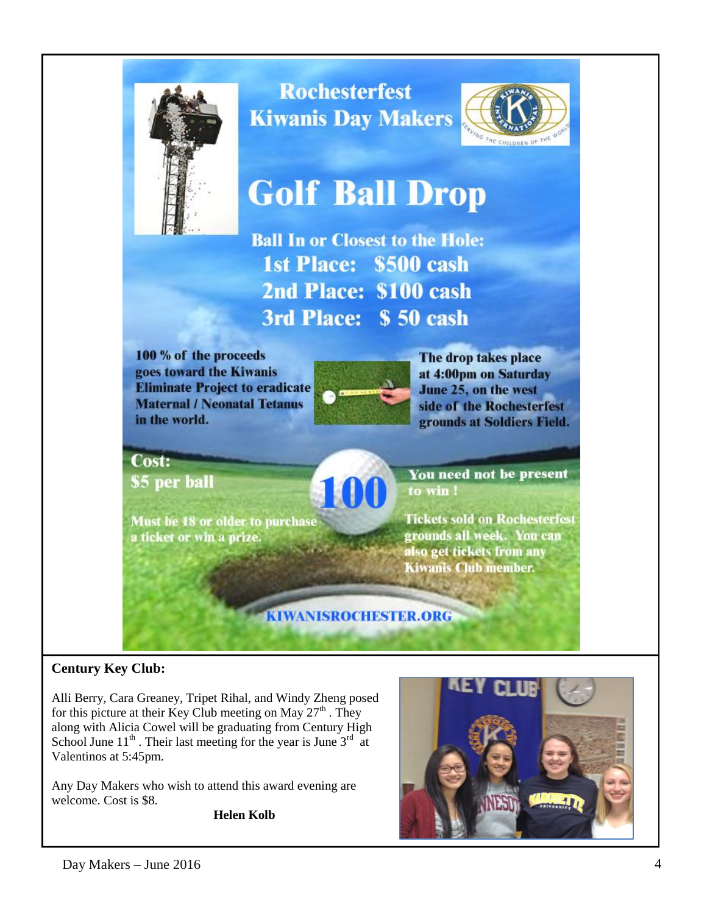# Rochesterfest Kiwanis Day Makers

## Golf Ball Drop

**Ball In or Closest to the Hole:**

**1st Place: $500 cash**

**2nd Place: $100 cash**

**3rd Place: $ 50 cash**

**100 % of the proceeds goes toward the Kiwanis Eliminate Project to eradicate Maternal / Neonatal Tetanus in the world.**

**The drop takes place at 4:00pm on Saturday June 25, on the west side of the Rochesterfest grounds at Soldiers Field.**

**Cost: $5 per ball**

**Must be 18 or older to purchase a ticket or win a prize.**

**100**

**You need not be present to win !**

**Tickets sold on Rochesterfest grounds all week. You can also get tickets from any Kiwanis Club member.**

**KIWANISROCHESTER.ORG**

**Century Key Club:**

Alli Berry, Cara Greaney, Tripet Rihal, and Windy Zheng posed for this picture at their Key Club meeting on May 27th . They along with Alicia Cowel will be graduating from Century High School June 11th . Their last meeting for the year is June 3rd at Valentinos at 5:45pm.

Any Day Makers who wish to attend this award evening are welcome. Cost is $8.

**Helen Kolb**